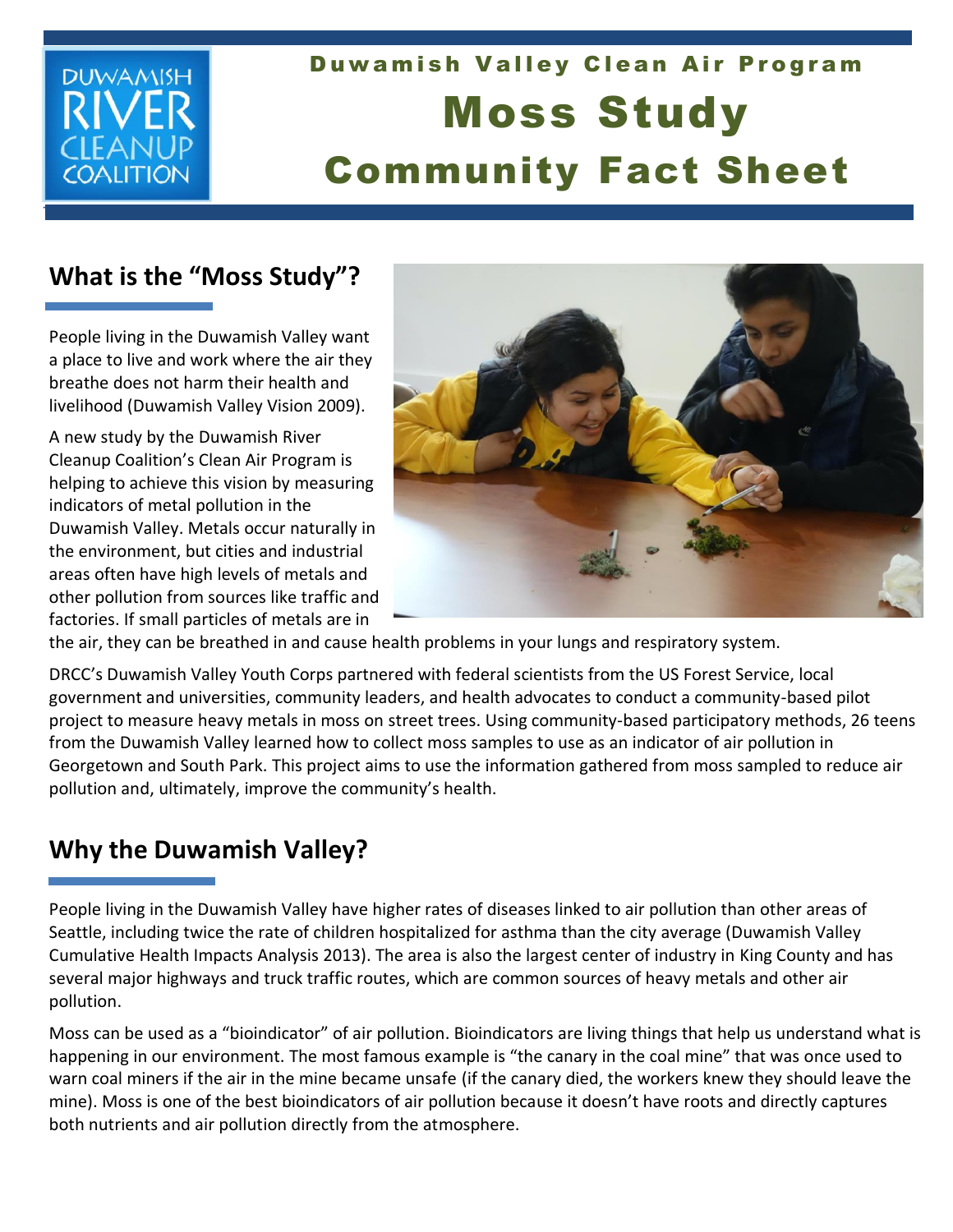# Duwamish Valley Clean Air Program

# Moss Study Community Fact Sheet

## What is the "Moss Study"?

People living in the Duwamish Valley want a place to live and work where the air they breathe does not harm their health and livelihood (Duwamish Valley Vision 2009).

A new study by the Duwamish River Cleanup Coalition's Clean Air Program is helping to achieve this vision by measuring indicators of metal pollution in the Duwamish Valley. Metals occur naturally in the environment, but cities and industrial areas often have high levels of metals and other pollution from sources like traffic and factories. If small particles of metals are in the air, they can be breathed in and cause health problems in your lungs and respiratory system.

DRCC's Duwamish Valley Youth Corps partnered with federal scientists from the US Forest Service, local government and universities, community leaders, and health advocates to conduct a community-based pilot project to measure heavy metals in moss on street trees. Using community-based participatory methods, 26 teens from the Duwamish Valley learned how to collect moss samples to use as an indicator of air pollution in Georgetown and South Park. This project aims to use the information gathered from moss sampled to reduce air pollution and, ultimately, improve the community's health.

## Why the Duwamish Valley?

People living in the Duwamish Valley have higher rates of diseases linked to air pollution than other areas of Seattle, including twice the rate of children hospitalized for asthma than the city average (Duwamish Valley Cumulative Health Impacts Analysis 2013). The area is also the largest center of industry in King County and has several major highways and truck traffic routes, which are common sources of heavy metals and other air pollution.

Moss can be used as a "bioindicator" of air pollution. Bioindicators are living things that help us understand what is happening in our environment. The most famous example is "the canary in the coal mine" that was once used to warn coal miners if the air in the mine became unsafe (if the canary died, the workers knew they should leave the mine). Moss is one of the best bioindicators of air pollution because it doesn't have roots and directly captures both nutrients and air pollution directly from the atmosphere.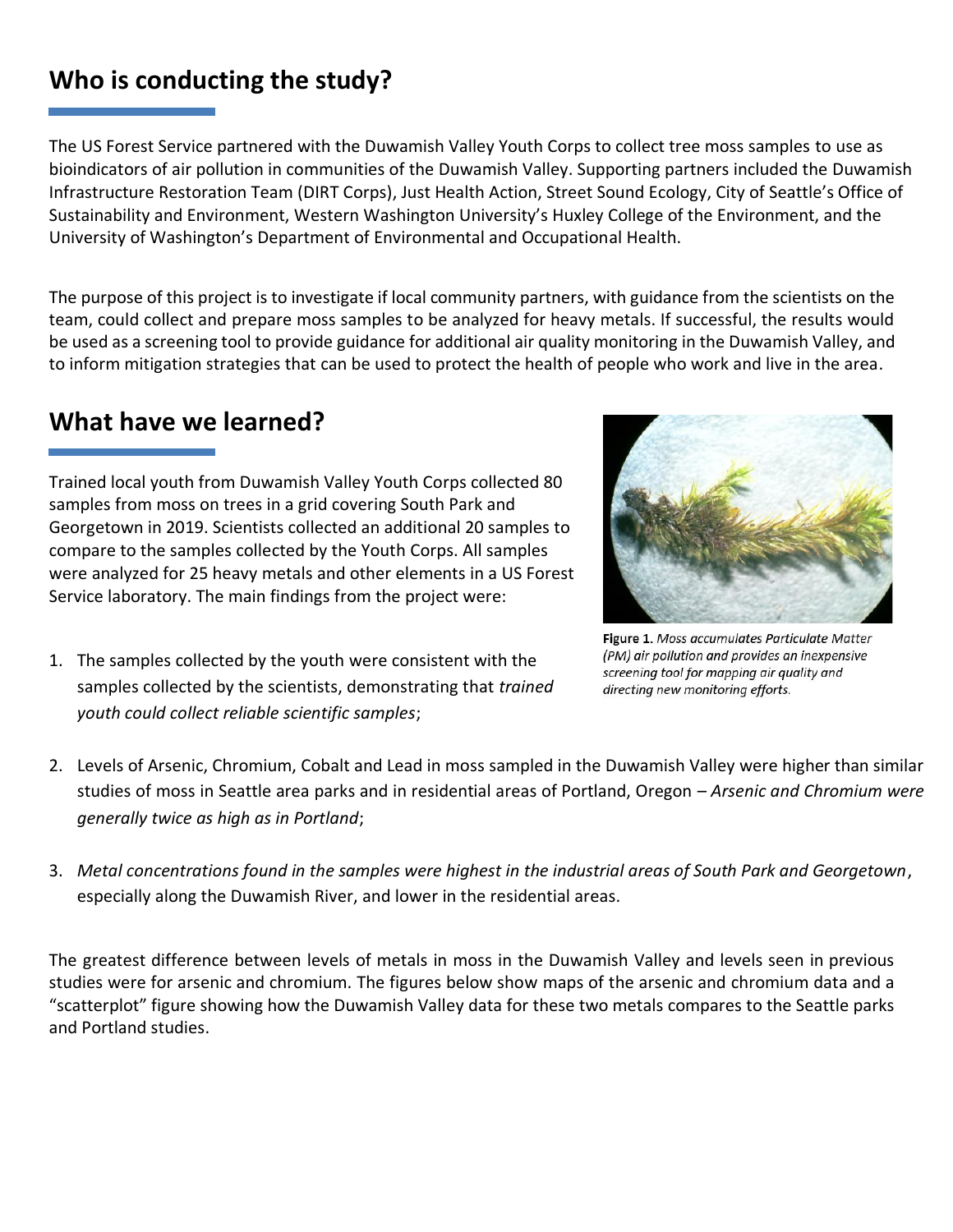## Who is conducting the study?

The US Forest Service partnered with the Duwamish Valley Youth Corps to collect tree moss samples to use as bioindicators of air pollution in communities of the Duwamish Valley. Supporting partners included the Duwamish Infrastructure Restoration Team (DIRT Corps), Just Health Action, Street Sound Ecology, City of Seattle's Office of Sustainability and Environment, Western Washington University's Huxley College of the Environment, and the University of Washington's Department of Environmental and Occupational Health.

The purpose of this project is to investigate if local community partners, with guidance from the scientists on the team, could collect and prepare moss samples to be analyzed for heavy metals. If successful, the results would be used as a screening tool to provide guidance for additional air quality monitoring in the Duwamish Valley, and to inform mitigation strategies that can be used to protect the health of people who work and live in the area.

## What have we learned?

Trained local youth from Duwamish Valley Youth Corps collected 80 samples from moss on trees in a grid covering South Park and Georgetown in 2019. Scientists collected an additional 20 samples to compare to the samples collected by the Youth Corps. All samples were analyzed for 25 heavy metals and other elements in a US Forest Service laboratory. The main findings from the project were:

**Figure 1.** *Moss accumulates Particulate Matter (PM) air pollution and provides an inexpensive screening tool for mapping air quality and directing new monitoring efforts.*

1. The samples collected by the youth were consistent with the samples collected by the scientists, demonstrating that *trained youth could collect reliable scientific samples*;
2. Levels of Arsenic, Chromium, Cobalt and Lead in moss sampled in the Duwamish Valley were higher than similar studies of moss in Seattle area parks and in residential areas of Portland, Oregon – *Arsenic and Chromium were generally twice as high as in Portland*;
3. *Metal concentrations found in the samples were highest in the industrial areas of South Park and Georgetown*, especially along the Duwamish River, and lower in the residential areas.

The greatest difference between levels of metals in moss in the Duwamish Valley and levels seen in previous studies were for arsenic and chromium. The figures below show maps of the arsenic and chromium data and a "scatterplot" figure showing how the Duwamish Valley data for these two metals compares to the Seattle parks and Portland studies.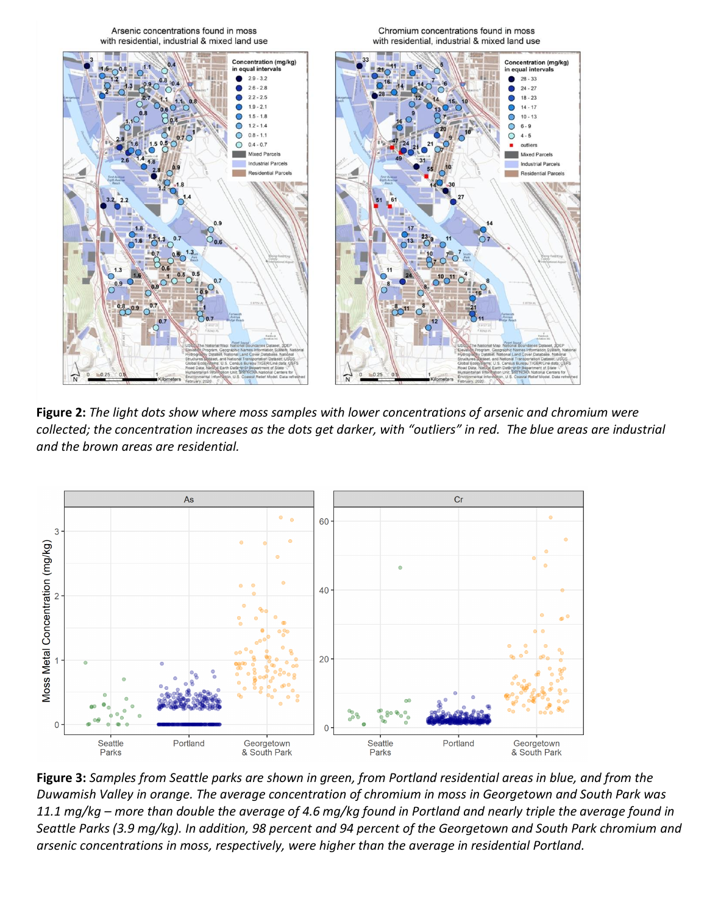**Figure 2:** *The light dots show where moss samples with lower concentrations of arsenic and chromium were collected; the concentration increases as the dots get darker, with "outliers" in red. The blue areas are industrial and the brown areas are residential.*

**Figure 3:** *Samples from Seattle parks are shown in green, from Portland residential areas in blue, and from the Duwamish Valley in orange. The average concentration of chromium in moss in Georgetown and South Park was 11.1 mg/kg – more than double the average of 4.6 mg/kg found in Portland and nearly triple the average found in Seattle Parks (3.9 mg/kg). In addition, 98 percent and 94 percent of the Georgetown and South Park chromium and arsenic concentrations in moss, respectively, were higher than the average in residential Portland.*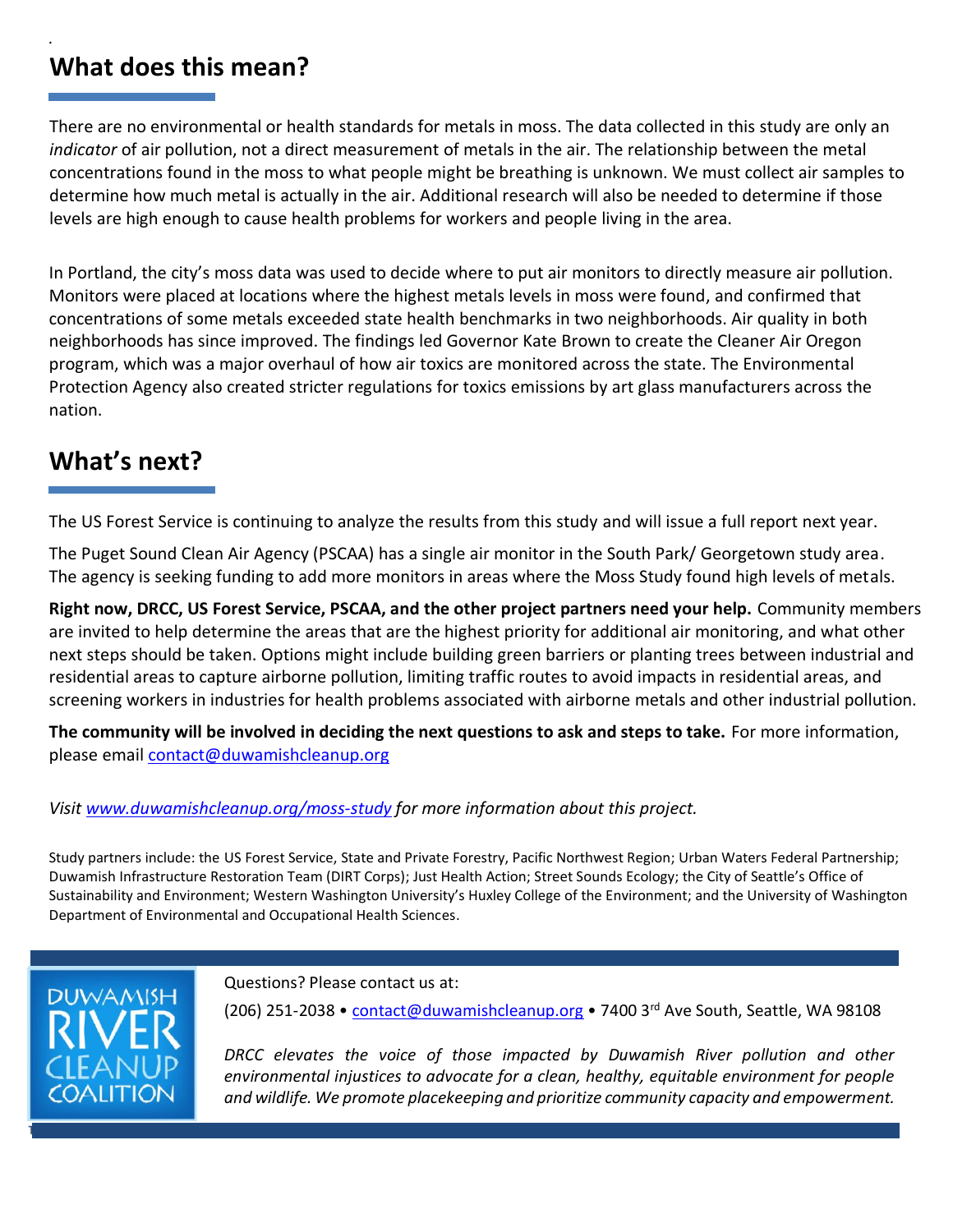## What does this mean?

There are no environmental or health standards for metals in moss. The data collected in this study are only an *indicator* of air pollution, not a direct measurement of metals in the air. The relationship between the metal concentrations found in the moss to what people might be breathing is unknown. We must collect air samples to determine how much metal is actually in the air. Additional research will also be needed to determine if those levels are high enough to cause health problems for workers and people living in the area.

In Portland, the city's moss data was used to decide where to put air monitors to directly measure air pollution. Monitors were placed at locations where the highest metals levels in moss were found, and confirmed that concentrations of some metals exceeded state health benchmarks in two neighborhoods. Air quality in both neighborhoods has since improved. The findings led Governor Kate Brown to create the Cleaner Air Oregon program, which was a major overhaul of how air toxics are monitored across the state. The Environmental Protection Agency also created stricter regulations for toxics emissions by art glass manufacturers across the nation.

## What's next?

The US Forest Service is continuing to analyze the results from this study and will issue a full report next year.

The Puget Sound Clean Air Agency (PSCAA) has a single air monitor in the South Park/ Georgetown study area. The agency is seeking funding to add more monitors in areas where the Moss Study found high levels of metals.

**Right now, DRCC, US Forest Service, PSCAA, and the other project partners need your help.** Community members are invited to help determine the areas that are the highest priority for additional air monitoring, and what other next steps should be taken. Options might include building green barriers or planting trees between industrial and residential areas to capture airborne pollution, limiting traffic routes to avoid impacts in residential areas, and screening workers in industries for health problems associated with airborne metals and other industrial pollution.

**The community will be involved in deciding the next questions to ask and steps to take.** For more information, please email contact@duwamishcleanup.org

*Visit www.duwamishcleanup.org/moss-study for more information about this project.*

Study partners include: the US Forest Service, State and Private Forestry, Pacific Northwest Region; Urban Waters Federal Partnership; Duwamish Infrastructure Restoration Team (DIRT Corps); Just Health Action; Street Sounds Ecology; the City of Seattle's Office of Sustainability and Environment; Western Washington University's Huxley College of the Environment; and the University of Washington Department of Environmental and Occupational Health Sciences.

DUWAMISH RIVER CLEANUP COALITION

Questions? Please contact us at:

(206) 251-2038 • contact@duwamishcleanup.org • 7400 3rd Ave South, Seattle, WA 98108

*DRCC elevates the voice of those impacted by Duwamish River pollution and other environmental injustices to advocate for a clean, healthy, equitable environment for people and wildlife. We promote placekeeping and prioritize community capacity and empowerment.*